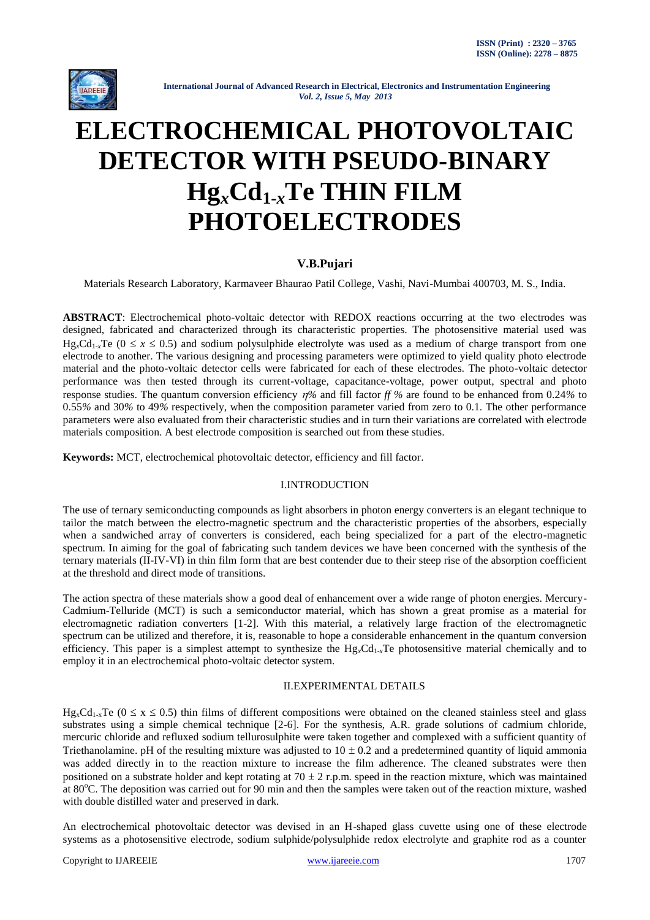# ELECTROCHEMICAL PHOTOVOLTAIC DETECTOR WITH PSEUDO-BINARY $Hg_xCd_{1-x}Te$ THIN FILM PHOTOELECTRODES

**V.B.Pujari**

Materials Research Laboratory, Karmaveer Bhaurao Patil College, Vashi, Navi-Mumbai 400703, M. S., India.

**ABSTRACT**: Electrochemical photo-voltaic detector with REDOX reactions occurring at the two electrodes was designed, fabricated and characterized through its characteristic properties. The photosensitive material used was $Hg_xCd_{1-x}Te$ ($0 \leq x \leq 0.5$) and sodium polysulphide electrolyte was used as a medium of charge transport from one electrode to another. The various designing and processing parameters were optimized to yield quality photo electrode material and the photo-voltaic detector cells were fabricated for each of these electrodes. The photo-voltaic detector performance was then tested through its current-voltage, capacitance-voltage, power output, spectral and photo response studies. The quantum conversion efficiency $\eta\%$ and fill factor *ff %* are found to be enhanced from 0.24% to 0.55% and 30% to 49% respectively, when the composition parameter varied from zero to 0.1. The other performance parameters were also evaluated from their characteristic studies and in turn their variations are correlated with electrode materials composition. A best electrode composition is searched out from these studies.

**Keywords:** MCT, electrochemical photovoltaic detector, efficiency and fill factor.

## I.INTRODUCTION

The use of ternary semiconducting compounds as light absorbers in photon energy converters is an elegant technique to tailor the match between the electro-magnetic spectrum and the characteristic properties of the absorbers, especially when a sandwiched array of converters is considered, each being specialized for a part of the electro-magnetic spectrum. In aiming for the goal of fabricating such tandem devices we have been concerned with the synthesis of the ternary materials (II-IV-VI) in thin film form that are best contender due to their steep rise of the absorption coefficient at the threshold and direct mode of transitions.

The action spectra of these materials show a good deal of enhancement over a wide range of photon energies. Mercury-Cadmium-Telluride (MCT) is such a semiconductor material, which has shown a great promise as a material for electromagnetic radiation converters [1-2]. With this material, a relatively large fraction of the electromagnetic spectrum can be utilized and therefore, it is, reasonable to hope a considerable enhancement in the quantum conversion efficiency. This paper is a simplest attempt to synthesize the $Hg_xCd_{1-x}Te$ photosensitive material chemically and to employ it in an electrochemical photo-voltaic detector system.

## II.EXPERIMENTAL DETAILS

$Hg_xCd_{1-x}Te$ ($0 \leq x \leq 0.5$) thin films of different compositions were obtained on the cleaned stainless steel and glass substrates using a simple chemical technique [2-6]. For the synthesis, A.R. grade solutions of cadmium chloride, mercuric chloride and refluxed sodium tellurosulphite were taken together and complexed with a sufficient quantity of Triethanolamine. pH of the resulting mixture was adjusted to $10 \pm 0.2$ and a predetermined quantity of liquid ammonia was added directly in to the reaction mixture to increase the film adherence. The cleaned substrates were then positioned on a substrate holder and kept rotating at $70 \pm 2$ r.p.m. speed in the reaction mixture, which was maintained at 80°C. The deposition was carried out for 90 min and then the samples were taken out of the reaction mixture, washed with double distilled water and preserved in dark.

An electrochemical photovoltaic detector was devised in an H-shaped glass cuvette using one of these electrode systems as a photosensitive electrode, sodium sulphide/polysulphide redox electrolyte and graphite rod as a counter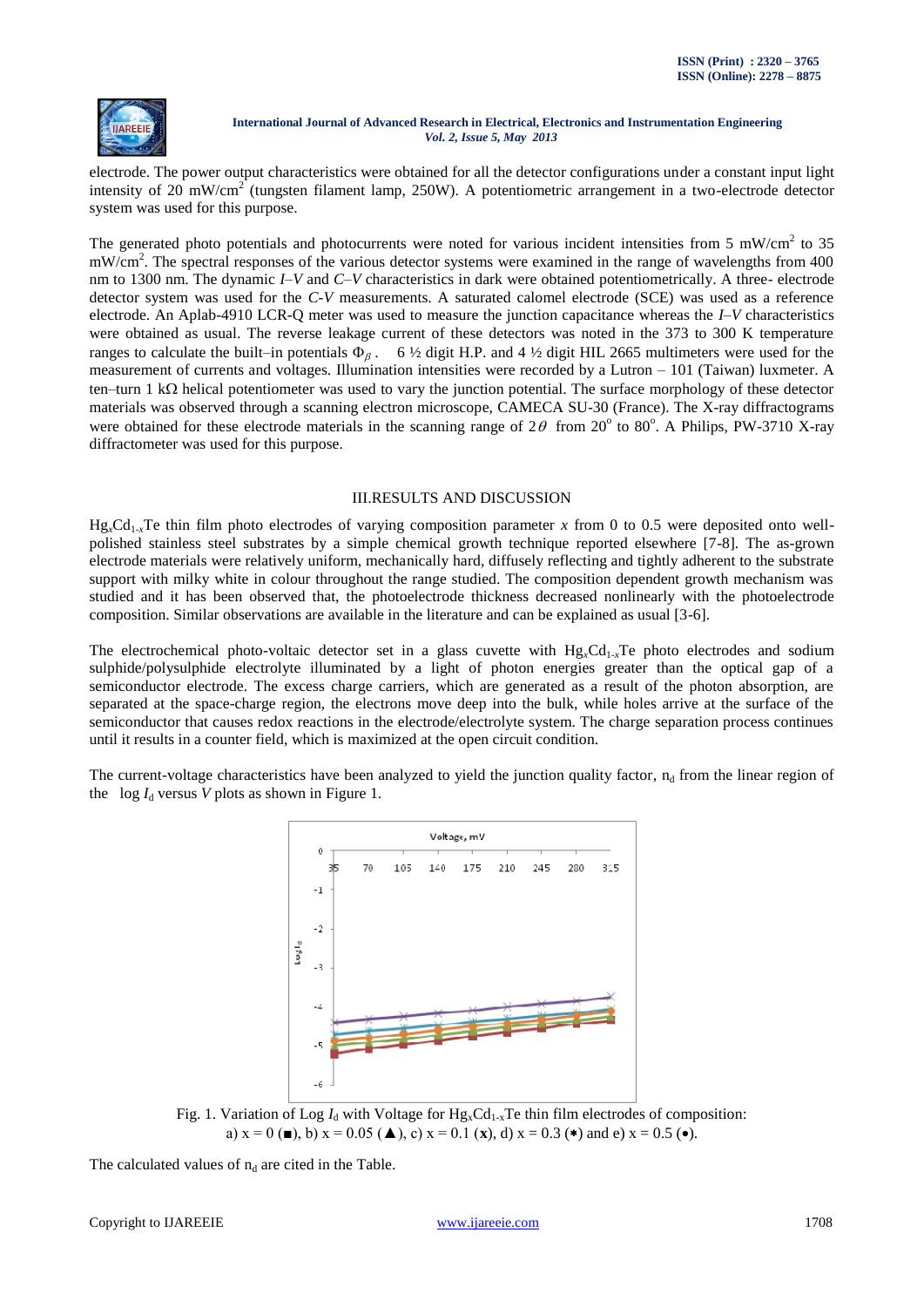electrode. The power output characteristics were obtained for all the detector configurations under a constant input light intensity of 20 mW/cm$^2$ (tungsten filament lamp, 250W). A potentiometric arrangement in a two-electrode detector system was used for this purpose.

The generated photo potentials and photocurrents were noted for various incident intensities from 5 mW/cm$^2$ to 35 mW/cm$^2$. The spectral responses of the various detector systems were examined in the range of wavelengths from 400 nm to 1300 nm. The dynamic *I–V* and *C–V* characteristics in dark were obtained potentiometrically. A three- electrode detector system was used for the *C-V* measurements. A saturated calomel electrode (SCE) was used as a reference electrode. An Aplab-4910 LCR-Q meter was used to measure the junction capacitance whereas the *I–V* characteristics were obtained as usual. The reverse leakage current of these detectors was noted in the 373 to 300 K temperature ranges to calculate the built–in potentials $\Phi_{\beta}$. 6 ½ digit H.P. and 4 ½ digit HIL 2665 multimeters were used for the measurement of currents and voltages. Illumination intensities were recorded by a Lutron – 101 (Taiwan) luxmeter. A ten–turn 1 kΩ helical potentiometer was used to vary the junction potential. The surface morphology of these detector materials was observed through a scanning electron microscope, CAMECA SU-30 (France). The X-ray diffractograms were obtained for these electrode materials in the scanning range of $2\theta$ from 20$^o$ to 80$^o$. A Philips, PW-3710 X-ray diffractometer was used for this purpose.

## III.RESULTS AND DISCUSSION

$Hg_xCd_{1-x}Te$ thin film photo electrodes of varying composition parameter $x$ from 0 to 0.5 were deposited onto well-polished stainless steel substrates by a simple chemical growth technique reported elsewhere [7-8]. The as-grown electrode materials were relatively uniform, mechanically hard, diffusely reflecting and tightly adherent to the substrate support with milky white in colour throughout the range studied. The composition dependent growth mechanism was studied and it has been observed that, the photoelectrode thickness decreased nonlinearly with the photoelectrode composition. Similar observations are available in the literature and can be explained as usual [3-6].

The electrochemical photo-voltaic detector set in a glass cuvette with $Hg_xCd_{1-x}Te$ photo electrodes and sodium sulphide/polysulphide electrolyte illuminated by a light of photon energies greater than the optical gap of a semiconductor electrode. The excess charge carriers, which are generated as a result of the photon absorption, are separated at the space-charge region, the electrons move deep into the bulk, while holes arrive at the surface of the semiconductor that causes redox reactions in the electrode/electrolyte system. The charge separation process continues until it results in a counter field, which is maximized at the open circuit condition.

The current-voltage characteristics have been analyzed to yield the junction quality factor, $n_d$ from the linear region of the log $I_d$ versus $V$ plots as shown in Figure 1.

Fig. 1. Variation of Log $I_d$ with Voltage for $Hg_xCd_{1-x}Te$ thin film electrodes of composition: a) x = 0 (■), b) x = 0.05 (▲), c) x = 0.1 (**x**), d) x = 0.3 (∗) and e) x = 0.5 (•).

The calculated values of $n_d$ are cited in the Table.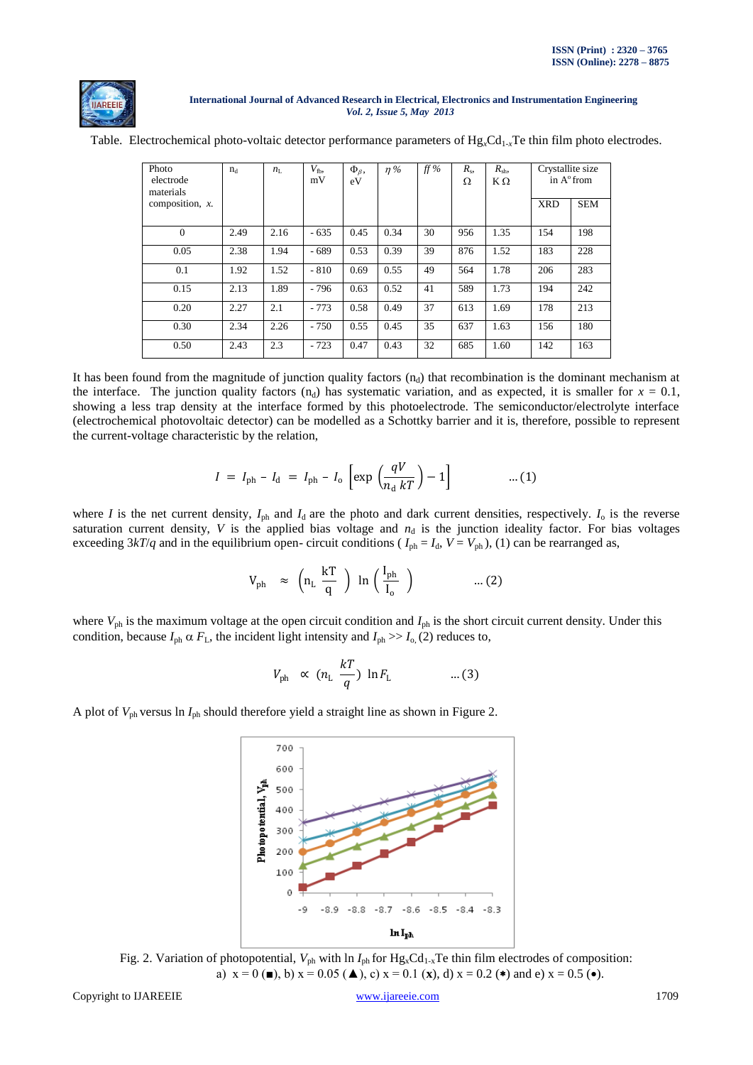Table. Electrochemical photo-voltaic detector performance parameters of $Hg_xCd_{1-x}Te$ thin film photo electrodes.

| Photo electrode materials composition, $x$. | $n_d$ | $n_L$ | $V_{fb}$, mV | $\Phi_\beta$, eV | $\eta$ % | $ff$ % | $R_s$, Ω | $R_{sh}$, K Ω | Crystallite size in A° from | |
|---|---|---|---|---|---|---|---|---|---|---|
| | | | | | | | | | XRD | SEM |
| 0 | 2.49 | 2.16 | - 635 | 0.45 | 0.34 | 30 | 956 | 1.35 | 154 | 198 |
| 0.05 | 2.38 | 1.94 | - 689 | 0.53 | 0.39 | 39 | 876 | 1.52 | 183 | 228 |
| 0.1 | 1.92 | 1.52 | - 810 | 0.69 | 0.55 | 49 | 564 | 1.78 | 206 | 283 |
| 0.15 | 2.13 | 1.89 | - 796 | 0.63 | 0.52 | 41 | 589 | 1.73 | 194 | 242 |
| 0.20 | 2.27 | 2.1 | - 773 | 0.58 | 0.49 | 37 | 613 | 1.69 | 178 | 213 |
| 0.30 | 2.34 | 2.26 | - 750 | 0.55 | 0.45 | 35 | 637 | 1.63 | 156 | 180 |
| 0.50 | 2.43 | 2.3 | - 723 | 0.47 | 0.43 | 32 | 685 | 1.60 | 142 | 163 |

It has been found from the magnitude of junction quality factors ($n_d$) that recombination is the dominant mechanism at the interface. The junction quality factors ($n_d$) has systematic variation, and as expected, it is smaller for $x$ = 0.1, showing a less trap density at the interface formed by this photoelectrode. The semiconductor/electrolyte interface (electrochemical photovoltaic detector) can be modelled as a Schottky barrier and it is, therefore, possible to represent the current-voltage characteristic by the relation,

$$I = I_{ph} - I_d = I_{ph} - I_o \left[\exp\left(\frac{qV}{n_d\, kT}\right) - 1\right] \qquad \dots(1)$$

where $I$ is the net current density, $I_{ph}$ and $I_d$ are the photo and dark current densities, respectively. $I_o$ is the reverse saturation current density, $V$ is the applied bias voltage and $n_d$ is the junction ideality factor. For bias voltages exceeding $3kT/q$ and in the equilibrium open- circuit conditions ( $I_{ph} = I_d$, $V = V_{ph}$ ), (1) can be rearranged as,

$$V_{ph} \approx \left(n_L \frac{kT}{q}\right) \ln\left(\frac{I_{ph}}{I_o}\right) \qquad \dots(2)$$

where $V_{ph}$ is the maximum voltage at the open circuit condition and $I_{ph}$ is the short circuit current density. Under this condition, because $I_{ph} \propto F_L$, the incident light intensity and $I_{ph} >> I_o$, (2) reduces to,

$$V_{ph} \propto \left(n_L \frac{kT}{q}\right) \ln F_L \qquad \dots(3)$$

A plot of $V_{ph}$ versus ln $I_{ph}$ should therefore yield a straight line as shown in Figure 2.

Fig. 2. Variation of photopotential, $V_{ph}$ with ln $I_{ph}$ for $Hg_xCd_{1-x}Te$ thin film electrodes of composition: a) x = 0 (■), b) x = 0.05 (▲), c) x = 0.1 (**x**), d) x = 0.2 (✱) and e) x = 0.5 (●).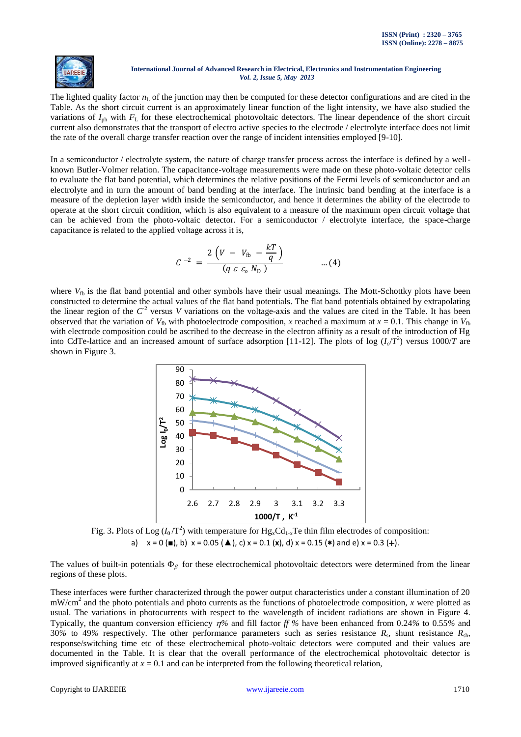The lighted quality factor $n_L$ of the junction may then be computed for these detector configurations and are cited in the Table. As the short circuit current is an approximately linear function of the light intensity, we have also studied the variations of $I_{ph}$ with $F_L$ for these electrochemical photovoltaic detectors. The linear dependence of the short circuit current also demonstrates that the transport of electro active species to the electrode / electrolyte interface does not limit the rate of the overall charge transfer reaction over the range of incident intensities employed [9-10].

In a semiconductor / electrolyte system, the nature of charge transfer process across the interface is defined by a well-known Butler-Volmer relation. The capacitance-voltage measurements were made on these photo-voltaic detector cells to evaluate the flat band potential, which determines the relative positions of the Fermi levels of semiconductor and an electrolyte and in turn the amount of band bending at the interface. The intrinsic band bending at the interface is a measure of the depletion layer width inside the semiconductor, and hence it determines the ability of the electrode to operate at the short circuit condition, which is also equivalent to a measure of the maximum open circuit voltage that can be achieved from the photo-voltaic detector. For a semiconductor / electrolyte interface, the space-charge capacitance is related to the applied voltage across it is,

$$C^{-2} = \frac{2\left(V - V_{fb} - \frac{kT}{q}\right)}{(q\ \varepsilon\ \varepsilon_o\ N_D)} \qquad \ldots(4)$$

where $V_{fb}$ is the flat band potential and other symbols have their usual meanings. The Mott-Schottky plots have been constructed to determine the actual values of the flat band potentials. The flat band potentials obtained by extrapolating the linear region of the $C^{-2}$ versus $V$ variations on the voltage-axis and the values are cited in the Table. It has been observed that the variation of $V_{fb}$ with photoelectrode composition, $x$ reached a maximum at $x = 0.1$. This change in $V_{fb}$ with electrode composition could be ascribed to the decrease in the electron affinity as a result of the introduction of Hg into CdTe-lattice and an increased amount of surface adsorption [11-12]. The plots of log $(I_o/T^2)$ versus $1000/T$ are shown in Figure 3.

Fig. 3. Plots of Log $(I_0/T^2)$ with temperature for $Hg_xCd_{1-x}Te$ thin film electrodes of composition: a) $x = 0$ (■), b) $x = 0.05$ (▲), c) $x = 0.1$ (x), d) $x = 0.15$ (✱) and e) $x = 0.3$ (+).

The values of built-in potentials $\Phi_\beta$ for these electrochemical photovoltaic detectors were determined from the linear regions of these plots.

These interfaces were further characterized through the power output characteristics under a constant illumination of 20 mW/cm$^2$ and the photo potentials and photo currents as the functions of photoelectrode composition, $x$ were plotted as usual. The variations in photocurrents with respect to the wavelength of incident radiations are shown in Figure 4. Typically, the quantum conversion efficiency $\eta\%$ and fill factor $ff\ \%$ have been enhanced from 0.24% to 0.55% and 30% to 49% respectively. The other performance parameters such as series resistance $R_s$, shunt resistance $R_{sh}$, response/switching time etc of these electrochemical photo-voltaic detectors were computed and their values are documented in the Table. It is clear that the overall performance of the electrochemical photovoltaic detector is improved significantly at $x = 0.1$ and can be interpreted from the following theoretical relation,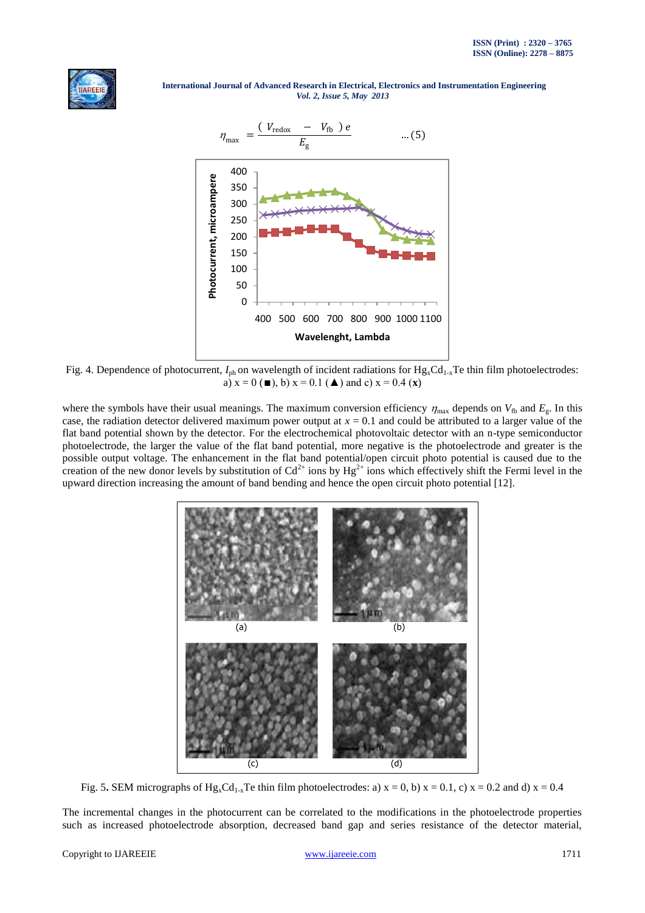$$\eta_{max} = \frac{(V_{redox} - V_{fb})\, e}{E_g} \qquad ...(5)$$

Fig. 4. Dependence of photocurrent, $I_{ph}$ on wavelength of incident radiations for $Hg_xCd_{1-x}Te$ thin film photoelectrodes: a) x = 0 (■), b) x = 0.1 (▲) and c) x = 0.4 (**x**)

where the symbols have their usual meanings. The maximum conversion efficiency $\eta_{max}$ depends on $V_{fb}$ and $E_g$. In this case, the radiation detector delivered maximum power output at $x = 0.1$ and could be attributed to a larger value of the flat band potential shown by the detector. For the electrochemical photovoltaic detector with an n-type semiconductor photoelectrode, the larger the value of the flat band potential, more negative is the photoelectrode and greater is the possible output voltage. The enhancement in the flat band potential/open circuit photo potential is caused due to the creation of the new donor levels by substitution of $Cd^{2+}$ ions by $Hg^{2+}$ ions which effectively shift the Fermi level in the upward direction increasing the amount of band bending and hence the open circuit photo potential [12].

Fig. 5. SEM micrographs of $Hg_xCd_{1-x}Te$ thin film photoelectrodes: a) x = 0, b) x = 0.1, c) x = 0.2 and d) x = 0.4

The incremental changes in the photocurrent can be correlated to the modifications in the photoelectrode properties such as increased photoelectrode absorption, decreased band gap and series resistance of the detector material,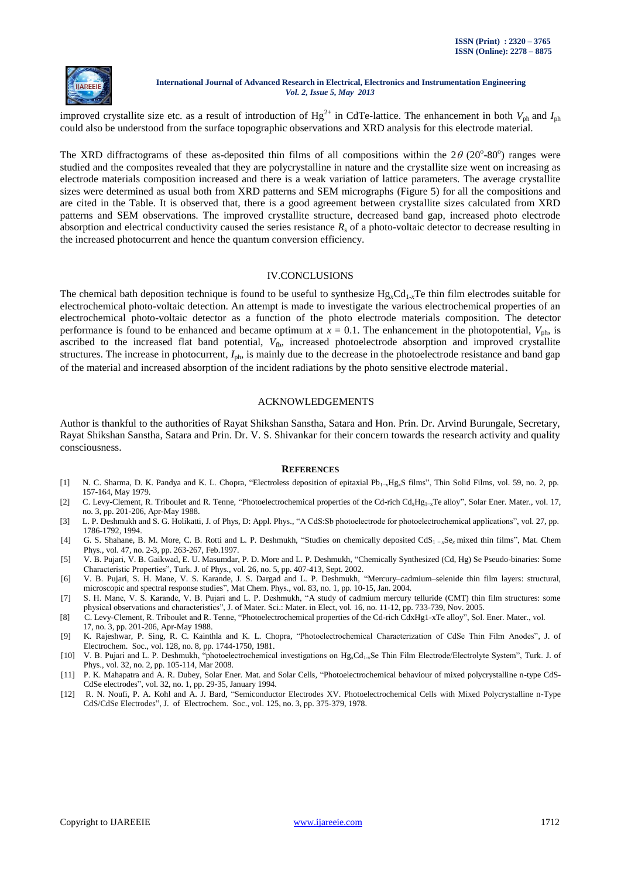improved crystallite size etc. as a result of introduction of $Hg^{2+}$ in CdTe-lattice. The enhancement in both $V_{ph}$ and $I_{ph}$ could also be understood from the surface topographic observations and XRD analysis for this electrode material.

The XRD diffractograms of these as-deposited thin films of all compositions within the $2\theta$ ($20^o$-$80^o$) ranges were studied and the composites revealed that they are polycrystalline in nature and the crystallite size went on increasing as electrode materials composition increased and there is a weak variation of lattice parameters. The average crystallite sizes were determined as usual both from XRD patterns and SEM micrographs (Figure 5) for all the compositions and are cited in the Table. It is observed that, there is a good agreement between crystallite sizes calculated from XRD patterns and SEM observations. The improved crystallite structure, decreased band gap, increased photo electrode absorption and electrical conductivity caused the series resistance $R_s$ of a photo-voltaic detector to decrease resulting in the increased photocurrent and hence the quantum conversion efficiency.

## IV.CONCLUSIONS

The chemical bath deposition technique is found to be useful to synthesize $Hg_xCd_{1-x}Te$ thin film electrodes suitable for electrochemical photo-voltaic detection. An attempt is made to investigate the various electrochemical properties of an electrochemical photo-voltaic detector as a function of the photo electrode materials composition. The detector performance is found to be enhanced and became optimum at $x = 0.1$. The enhancement in the photopotential, $V_{ph}$, is ascribed to the increased flat band potential, $V_{fb}$, increased photoelectrode absorption and improved crystallite structures. The increase in photocurrent, $I_{ph}$, is mainly due to the decrease in the photoelectrode resistance and band gap of the material and increased absorption of the incident radiations by the photo sensitive electrode material.

## ACKNOWLEDGEMENTS

Author is thankful to the authorities of Rayat Shikshan Sanstha, Satara and Hon. Prin. Dr. Arvind Burungale, Secretary, Rayat Shikshan Sanstha, Satara and Prin. Dr. V. S. Shivankar for their concern towards the research activity and quality consciousness.

## REFERENCES

[1] N. C. Sharma, D. K. Pandya and K. L. Chopra, "Electroless deposition of epitaxial $Pb_{1-x}Hg_xS$ films", Thin Solid Films, vol. 59, no. 2, pp. 157-164, May 1979.

[2] C. Levy-Clement, R. Triboulet and R. Tenne, "Photoelectrochemical properties of the Cd-rich $Cd_xHg_{1-x}Te$ alloy", Solar Ener. Mater., vol. 17, no. 3, pp. 201-206, Apr-May 1988.

[3] L. P. Deshmukh and S. G. Holikatti, J. of Phys, D: Appl. Phys., "A CdS:Sb photoelectrode for photoelectrochemical applications", vol. 27, pp. 1786-1792, 1994.

[4] G. S. Shahane, B. M. More, C. B. Rotti and L. P. Deshmukh, "Studies on chemically deposited $CdS_{1-x}Se_x$ mixed thin films", Mat. Chem Phys., vol. 47, no. 2-3, pp. 263-267, Feb.1997.

[5] V. B. Pujari, V. B. Gaikwad, E. U. Masumdar, P. D. More and L. P. Deshmukh, "Chemically Synthesized (Cd, Hg) Se Pseudo-binaries: Some Characteristic Properties", Turk. J. of Phys., vol. 26, no. 5, pp. 407-413, Sept. 2002.

[6] V. B. Pujari, S. H. Mane, V. S. Karande, J. S. Dargad and L. P. Deshmukh, "Mercury–cadmium–selenide thin film layers: structural, microscopic and spectral response studies", Mat Chem. Phys., vol. 83, no. 1, pp. 10-15, Jan. 2004.

[7] S. H. Mane, V. S. Karande, V. B. Pujari and L. P. Deshmukh, "A study of cadmium mercury telluride (CMT) thin film structures: some physical observations and characteristics", J. of Mater. Sci.: Mater. in Elect, vol. 16, no. 11-12, pp. 733-739, Nov. 2005.

[8] C. Levy-Clement, R. Triboulet and R. Tenne, "Photoelectrochemical properties of the Cd-rich CdxHg1-xTe alloy", Sol. Ener. Mater., vol. 17, no. 3, pp. 201-206, Apr-May 1988.

[9] K. Rajeshwar, P. Sing, R. C. Kainthla and K. L. Chopra, "Photoelectrochemical Characterization of CdSe Thin Film Anodes", J. of Electrochem. Soc., vol. 128, no. 8, pp. 1744-1750, 1981.

[10] V. B. Pujari and L. P. Deshmukh, "photoelectrochemical investigations on $Hg_xCd_{1-x}Se$ Thin Film Electrode/Electrolyte System", Turk. J. of Phys., vol. 32, no. 2, pp. 105-114, Mar 2008.

[11] P. K. Mahapatra and A. R. Dubey, Solar Ener. Mat. and Solar Cells, "Photoelectrochemical behaviour of mixed polycrystalline n-type CdS-CdSe electrodes", vol. 32, no. 1, pp. 29-35, January 1994.

[12] R. N. Noufi, P. A. Kohl and A. J. Bard, "Semiconductor Electrodes XV. Photoelectrochemical Cells with Mixed Polycrystalline n-Type CdS/CdSe Electrodes", J. of Electrochem. Soc., vol. 125, no. 3, pp. 375-379, 1978.